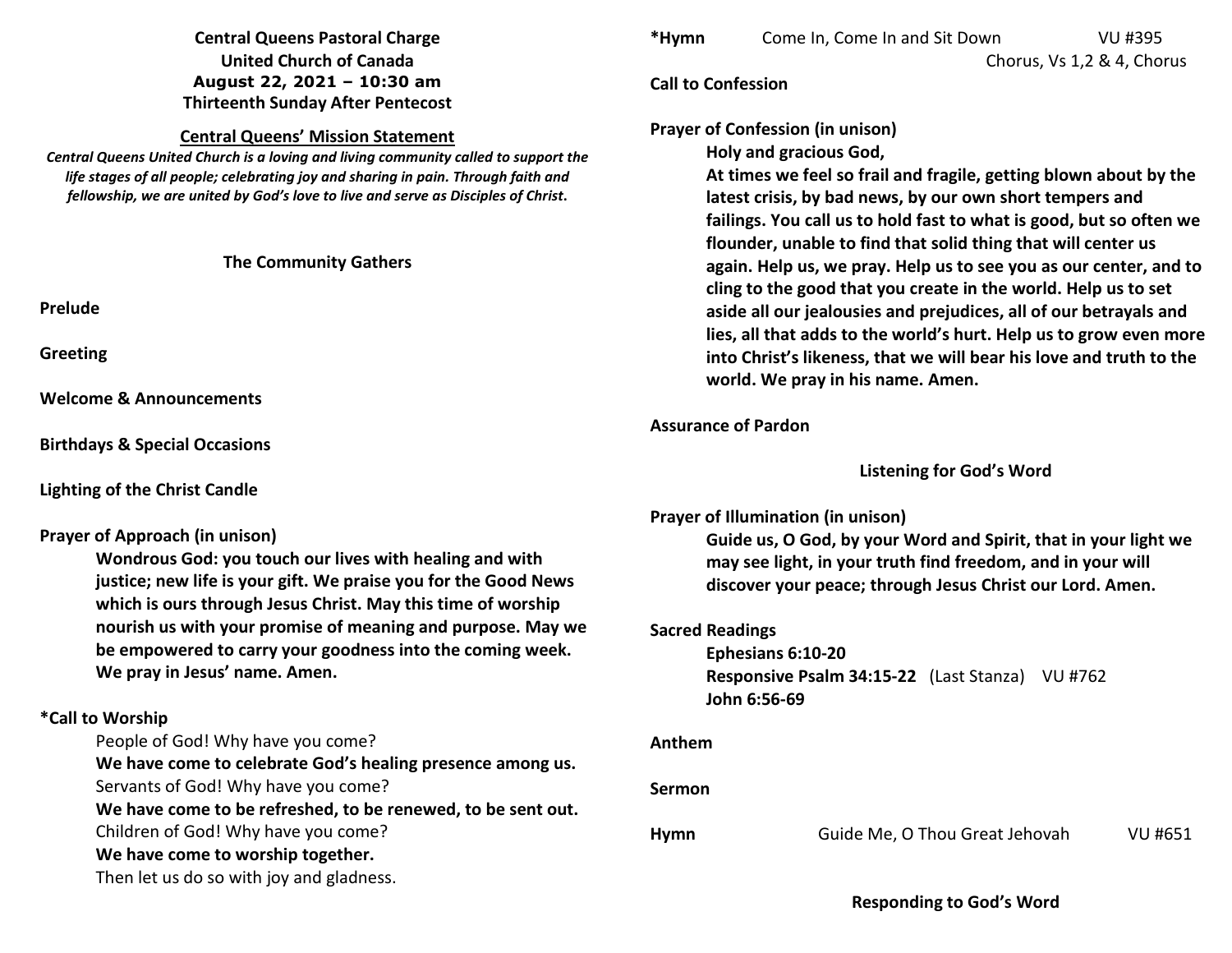**Central Queens Pastoral Charge**
**United Church of Canada**
**August 22, 2021 – 10:30 am**
**Thirteenth Sunday After Pentecost**

## Central Queens' Mission Statement

***Central Queens United Church is a loving and living community called to support the life stages of all people; celebrating joy and sharing in pain. Through faith and fellowship, we are united by God's love to live and serve as Disciples of Christ.***

### The Community Gathers

**Prelude**

**Greeting**

**Welcome & Announcements**

**Birthdays & Special Occasions**

**Lighting of the Christ Candle**

**Prayer of Approach (in unison)**

> **Wondrous God: you touch our lives with healing and with justice; new life is your gift. We praise you for the Good News which is ours through Jesus Christ. May this time of worship nourish us with your promise of meaning and purpose. May we be empowered to carry your goodness into the coming week. We pray in Jesus' name. Amen.**

**\*Call to Worship**

> People of God! Why have you come?
> **We have come to celebrate God's healing presence among us.**
> Servants of God! Why have you come?
> **We have come to be refreshed, to be renewed, to be sent out.**
> Children of God! Why have you come?
> **We have come to worship together.**
> Then let us do so with joy and gladness.

**\*Hymn** Come In, Come In and Sit Down VU #395
Chorus, Vs 1,2 & 4, Chorus

**Call to Confession**

**Prayer of Confession (in unison)**

> **Holy and gracious God,**
> **At times we feel so frail and fragile, getting blown about by the latest crisis, by bad news, by our own short tempers and failings. You call us to hold fast to what is good, but so often we flounder, unable to find that solid thing that will center us again. Help us, we pray. Help us to see you as our center, and to cling to the good that you create in the world. Help us to set aside all our jealousies and prejudices, all of our betrayals and lies, all that adds to the world's hurt. Help us to grow even more into Christ's likeness, that we will bear his love and truth to the world. We pray in his name. Amen.**

**Assurance of Pardon**

### Listening for God's Word

**Prayer of Illumination (in unison)**

> **Guide us, O God, by your Word and Spirit, that in your light we may see light, in your truth find freedom, and in your will discover your peace; through Jesus Christ our Lord. Amen.**

**Sacred Readings**

> **Ephesians 6:10-20**
> **Responsive Psalm 34:15-22** (Last Stanza) VU #762
> **John 6:56-69**

**Anthem**

**Sermon**

**Hymn** Guide Me, O Thou Great Jehovah VU #651

### Responding to God's Word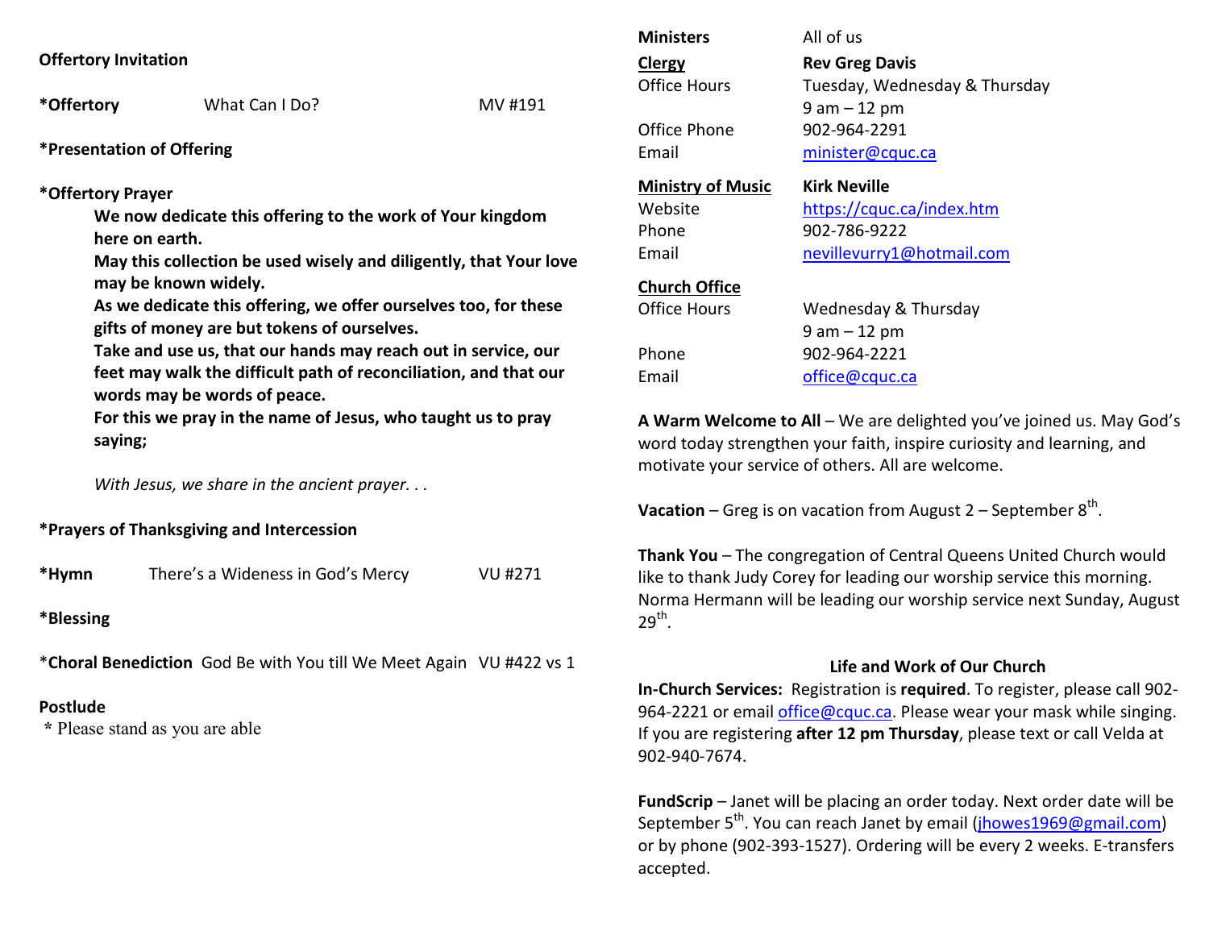**Offertory Invitation**

**\*Offertory** What Can I Do? MV #191

**\*Presentation of Offering**

**\*Offertory Prayer**

**We now dedicate this offering to the work of Your kingdom here on earth.**
**May this collection be used wisely and diligently, that Your love may be known widely.**
**As we dedicate this offering, we offer ourselves too, for these gifts of money are but tokens of ourselves.**
**Take and use us, that our hands may reach out in service, our feet may walk the difficult path of reconciliation, and that our words may be words of peace.**
**For this we pray in the name of Jesus, who taught us to pray saying;**

*With Jesus, we share in the ancient prayer. . .*

**\*Prayers of Thanksgiving and Intercession**

**\*Hymn** There's a Wideness in God's Mercy VU #271

**\*Blessing**

\***Choral Benediction** God Be with You till We Meet Again VU #422 vs 1

**Postlude**

\* Please stand as you are able

| | |
|---|---|
| **Ministers** | All of us |
| **Clergy** | **Rev Greg Davis** |
| Office Hours | Tuesday, Wednesday & Thursday 9 am – 12 pm |
| Office Phone | 902-964-2291 |
| Email | minister@cquc.ca |
| **Ministry of Music** | **Kirk Neville** |
| Website | https://cquc.ca/index.htm |
| Phone | 902-786-9222 |
| Email | nevillevurry1@hotmail.com |
| **Church Office** | |
| Office Hours | Wednesday & Thursday 9 am – 12 pm |
| Phone | 902-964-2221 |
| Email | office@cquc.ca |

**A Warm Welcome to All** – We are delighted you've joined us. May God's word today strengthen your faith, inspire curiosity and learning, and motivate your service of others. All are welcome.

**Vacation** – Greg is on vacation from August 2 – September 8th.

**Thank You** – The congregation of Central Queens United Church would like to thank Judy Corey for leading our worship service this morning. Norma Hermann will be leading our worship service next Sunday, August 29th.

## Life and Work of Our Church

**In-Church Services:** Registration is **required**. To register, please call 902-964-2221 or email office@cquc.ca. Please wear your mask while singing. If you are registering **after 12 pm Thursday**, please text or call Velda at 902-940-7674.

**FundScrip** – Janet will be placing an order today. Next order date will be September 5th. You can reach Janet by email (jhowes1969@gmail.com) or by phone (902-393-1527). Ordering will be every 2 weeks. E-transfers accepted.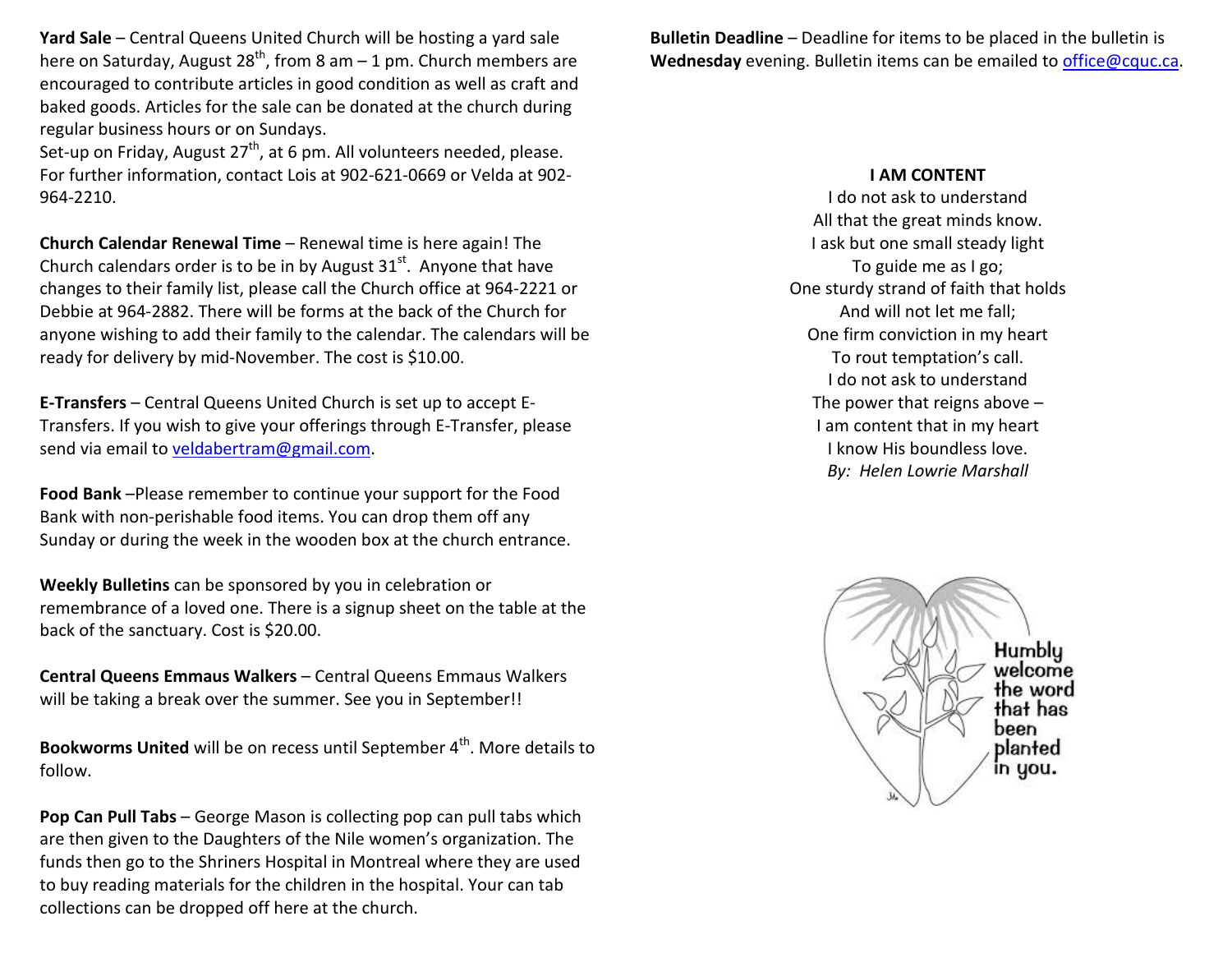**Yard Sale** – Central Queens United Church will be hosting a yard sale here on Saturday, August 28th, from 8 am – 1 pm. Church members are encouraged to contribute articles in good condition as well as craft and baked goods. Articles for the sale can be donated at the church during regular business hours or on Sundays.
Set-up on Friday, August 27th, at 6 pm. All volunteers needed, please. For further information, contact Lois at 902-621-0669 or Velda at 902-964-2210.

**Church Calendar Renewal Time** – Renewal time is here again! The Church calendars order is to be in by August 31st. Anyone that have changes to their family list, please call the Church office at 964-2221 or Debbie at 964-2882. There will be forms at the back of the Church for anyone wishing to add their family to the calendar. The calendars will be ready for delivery by mid-November. The cost is $10.00.

**E-Transfers** – Central Queens United Church is set up to accept E-Transfers. If you wish to give your offerings through E-Transfer, please send via email to veldabertram@gmail.com.

**Food Bank** –Please remember to continue your support for the Food Bank with non-perishable food items. You can drop them off any Sunday or during the week in the wooden box at the church entrance.

**Weekly Bulletins** can be sponsored by you in celebration or remembrance of a loved one. There is a signup sheet on the table at the back of the sanctuary. Cost is $20.00.

**Central Queens Emmaus Walkers** – Central Queens Emmaus Walkers will be taking a break over the summer. See you in September!!

**Bookworms United** will be on recess until September 4th. More details to follow.

**Pop Can Pull Tabs** – George Mason is collecting pop can pull tabs which are then given to the Daughters of the Nile women's organization. The funds then go to the Shriners Hospital in Montreal where they are used to buy reading materials for the children in the hospital. Your can tab collections can be dropped off here at the church.

**Bulletin Deadline** – Deadline for items to be placed in the bulletin is **Wednesday** evening. Bulletin items can be emailed to office@cquc.ca.

**I AM CONTENT**

I do not ask to understand
All that the great minds know.
I ask but one small steady light
To guide me as I go;
One sturdy strand of faith that holds
And will not let me fall;
One firm conviction in my heart
To rout temptation's call.
I do not ask to understand
The power that reigns above –
I am content that in my heart
I know His boundless love.
*By: Helen Lowrie Marshall*

Humbly welcome the word that has been planted in you.